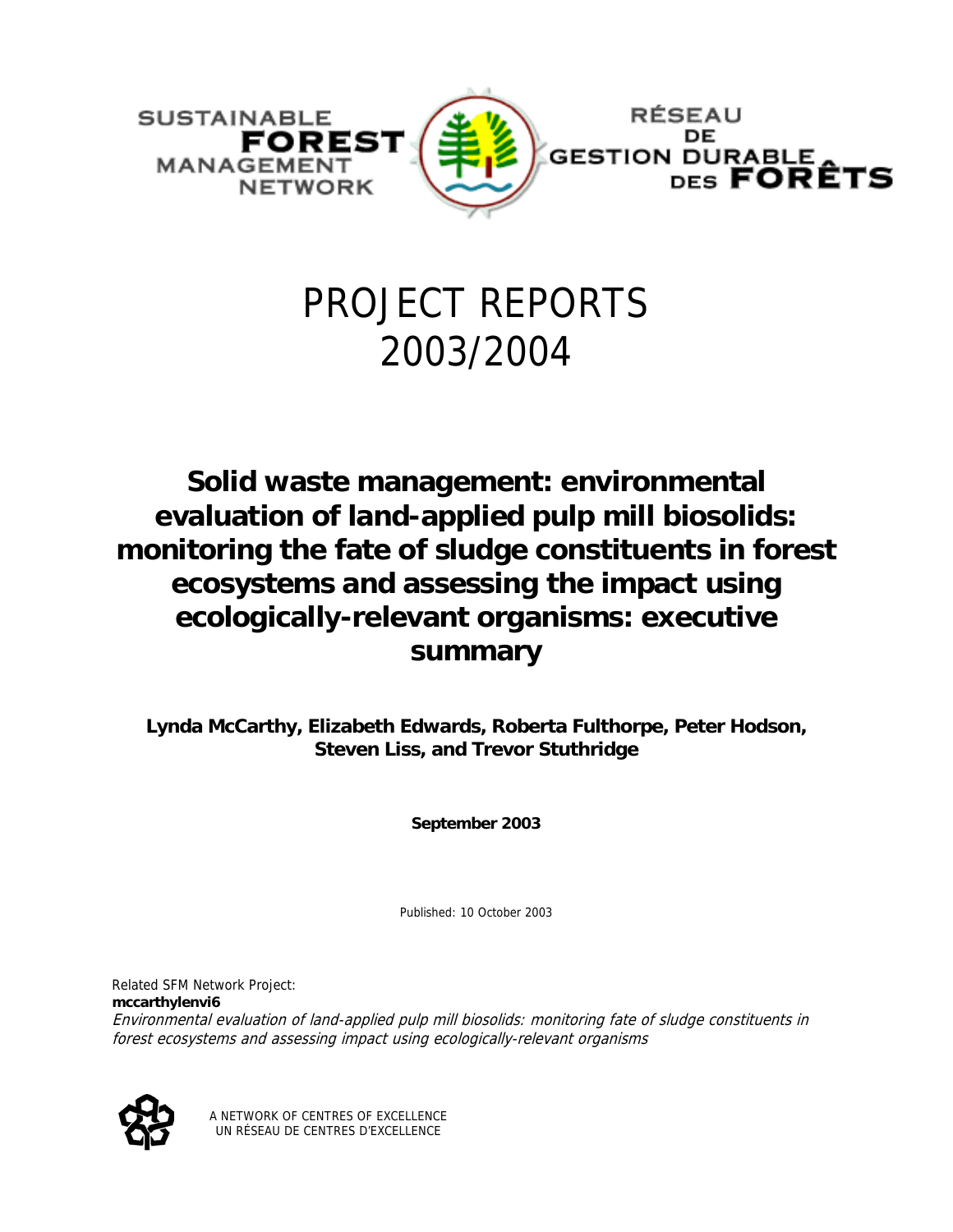SUSTAINABLE **FOREST** MANAGEMENT NETWORK

RÉSEAU DE GESTION DURABLE DES **FORÊTS**

# PROJECT REPORTS 2003/2004

## Solid waste management: environmental evaluation of land-applied pulp mill biosolids: monitoring the fate of sludge constituents in forest ecosystems and assessing the impact using ecologically-relevant organisms: executive summary

**Lynda McCarthy, Elizabeth Edwards, Roberta Fulthorpe, Peter Hodson, Steven Liss, and Trevor Stuthridge**

**September 2003**

Published: 10 October 2003

Related SFM Network Project:
**mccarthylenvi6**
*Environmental evaluation of land-applied pulp mill biosolids: monitoring fate of sludge constituents in forest ecosystems and assessing impact using ecologically-relevant organisms*

A NETWORK OF CENTRES OF EXCELLENCE
UN RÉSEAU DE CENTRES D'EXCELLENCE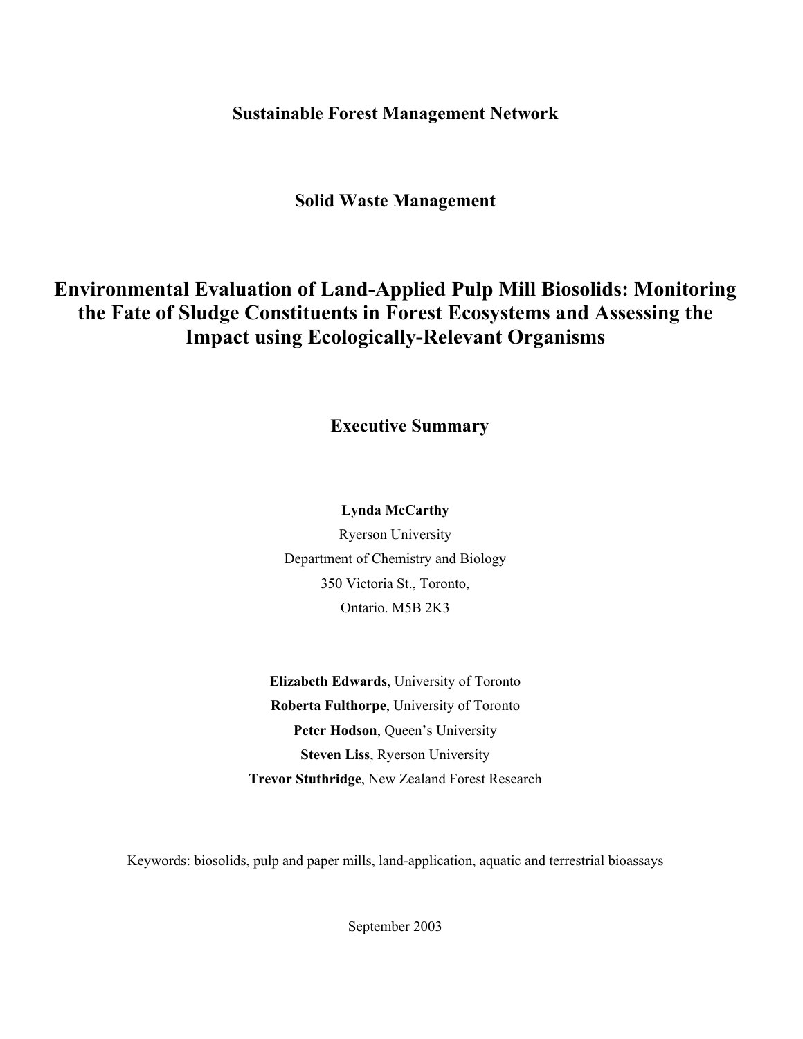**Sustainable Forest Management Network**

**Solid Waste Management**

# Environmental Evaluation of Land-Applied Pulp Mill Biosolids: Monitoring the Fate of Sludge Constituents in Forest Ecosystems and Assessing the Impact using Ecologically-Relevant Organisms

## Executive Summary

**Lynda McCarthy**
Ryerson University
Department of Chemistry and Biology
350 Victoria St., Toronto,
Ontario. M5B 2K3

**Elizabeth Edwards**, University of Toronto
**Roberta Fulthorpe**, University of Toronto
**Peter Hodson**, Queen's University
**Steven Liss**, Ryerson University
**Trevor Stuthridge**, New Zealand Forest Research

Keywords: biosolids, pulp and paper mills, land-application, aquatic and terrestrial bioassays

September 2003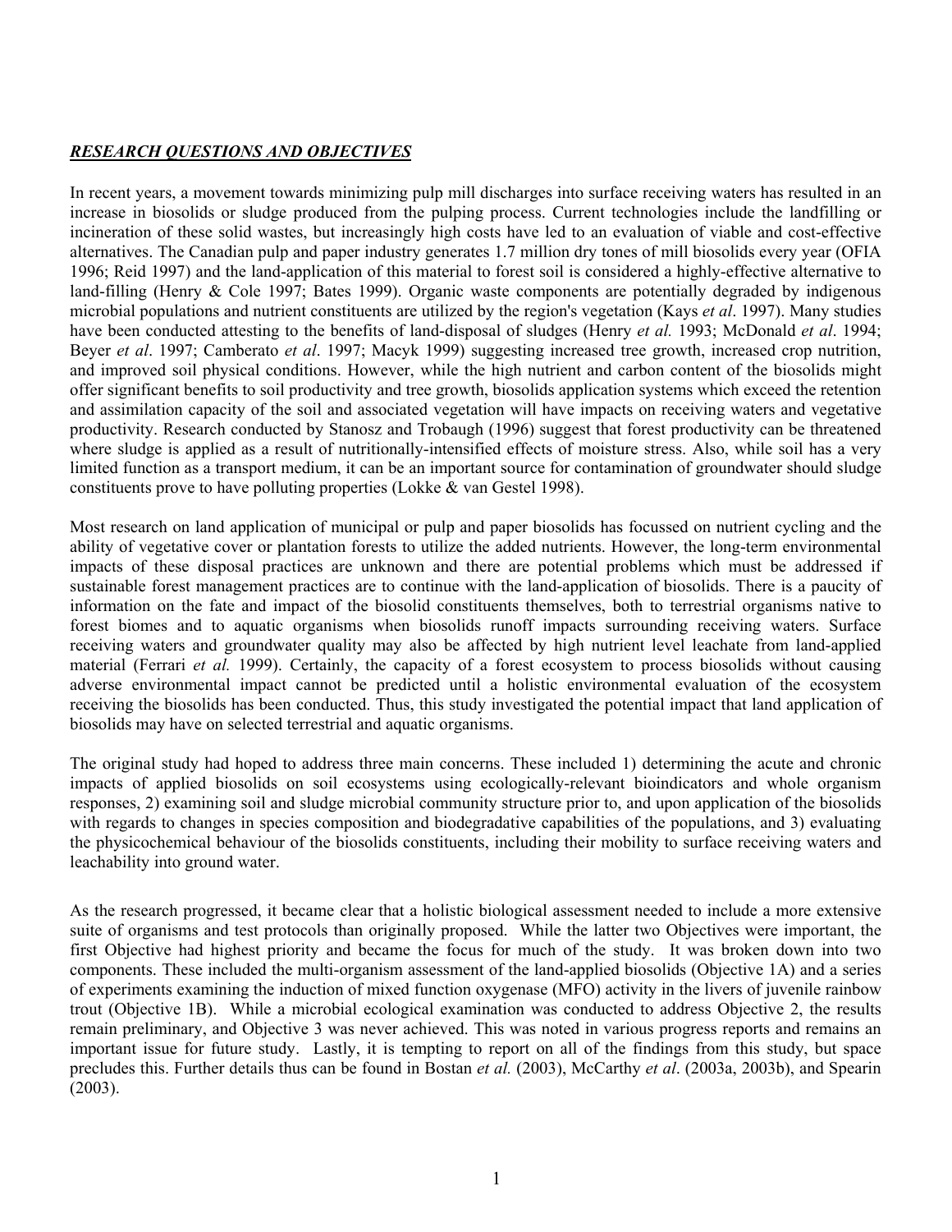***RESEARCH QUESTIONS AND OBJECTIVES***

In recent years, a movement towards minimizing pulp mill discharges into surface receiving waters has resulted in an increase in biosolids or sludge produced from the pulping process. Current technologies include the landfilling or incineration of these solid wastes, but increasingly high costs have led to an evaluation of viable and cost-effective alternatives. The Canadian pulp and paper industry generates 1.7 million dry tones of mill biosolids every year (OFIA 1996; Reid 1997) and the land-application of this material to forest soil is considered a highly-effective alternative to land-filling (Henry & Cole 1997; Bates 1999). Organic waste components are potentially degraded by indigenous microbial populations and nutrient constituents are utilized by the region's vegetation (Kays *et al*. 1997). Many studies have been conducted attesting to the benefits of land-disposal of sludges (Henry *et al.* 1993; McDonald *et al*. 1994; Beyer *et al*. 1997; Camberato *et al*. 1997; Macyk 1999) suggesting increased tree growth, increased crop nutrition, and improved soil physical conditions. However, while the high nutrient and carbon content of the biosolids might offer significant benefits to soil productivity and tree growth, biosolids application systems which exceed the retention and assimilation capacity of the soil and associated vegetation will have impacts on receiving waters and vegetative productivity. Research conducted by Stanosz and Trobaugh (1996) suggest that forest productivity can be threatened where sludge is applied as a result of nutritionally-intensified effects of moisture stress. Also, while soil has a very limited function as a transport medium, it can be an important source for contamination of groundwater should sludge constituents prove to have polluting properties (Lokke & van Gestel 1998).

Most research on land application of municipal or pulp and paper biosolids has focussed on nutrient cycling and the ability of vegetative cover or plantation forests to utilize the added nutrients. However, the long-term environmental impacts of these disposal practices are unknown and there are potential problems which must be addressed if sustainable forest management practices are to continue with the land-application of biosolids. There is a paucity of information on the fate and impact of the biosolid constituents themselves, both to terrestrial organisms native to forest biomes and to aquatic organisms when biosolids runoff impacts surrounding receiving waters. Surface receiving waters and groundwater quality may also be affected by high nutrient level leachate from land-applied material (Ferrari *et al.* 1999). Certainly, the capacity of a forest ecosystem to process biosolids without causing adverse environmental impact cannot be predicted until a holistic environmental evaluation of the ecosystem receiving the biosolids has been conducted. Thus, this study investigated the potential impact that land application of biosolids may have on selected terrestrial and aquatic organisms.

The original study had hoped to address three main concerns. These included 1) determining the acute and chronic impacts of applied biosolids on soil ecosystems using ecologically-relevant bioindicators and whole organism responses, 2) examining soil and sludge microbial community structure prior to, and upon application of the biosolids with regards to changes in species composition and biodegradative capabilities of the populations, and 3) evaluating the physicochemical behaviour of the biosolids constituents, including their mobility to surface receiving waters and leachability into ground water.

As the research progressed, it became clear that a holistic biological assessment needed to include a more extensive suite of organisms and test protocols than originally proposed. While the latter two Objectives were important, the first Objective had highest priority and became the focus for much of the study. It was broken down into two components. These included the multi-organism assessment of the land-applied biosolids (Objective 1A) and a series of experiments examining the induction of mixed function oxygenase (MFO) activity in the livers of juvenile rainbow trout (Objective 1B). While a microbial ecological examination was conducted to address Objective 2, the results remain preliminary, and Objective 3 was never achieved. This was noted in various progress reports and remains an important issue for future study. Lastly, it is tempting to report on all of the findings from this study, but space precludes this. Further details thus can be found in Bostan *et al.* (2003), McCarthy *et al*. (2003a, 2003b), and Spearin (2003).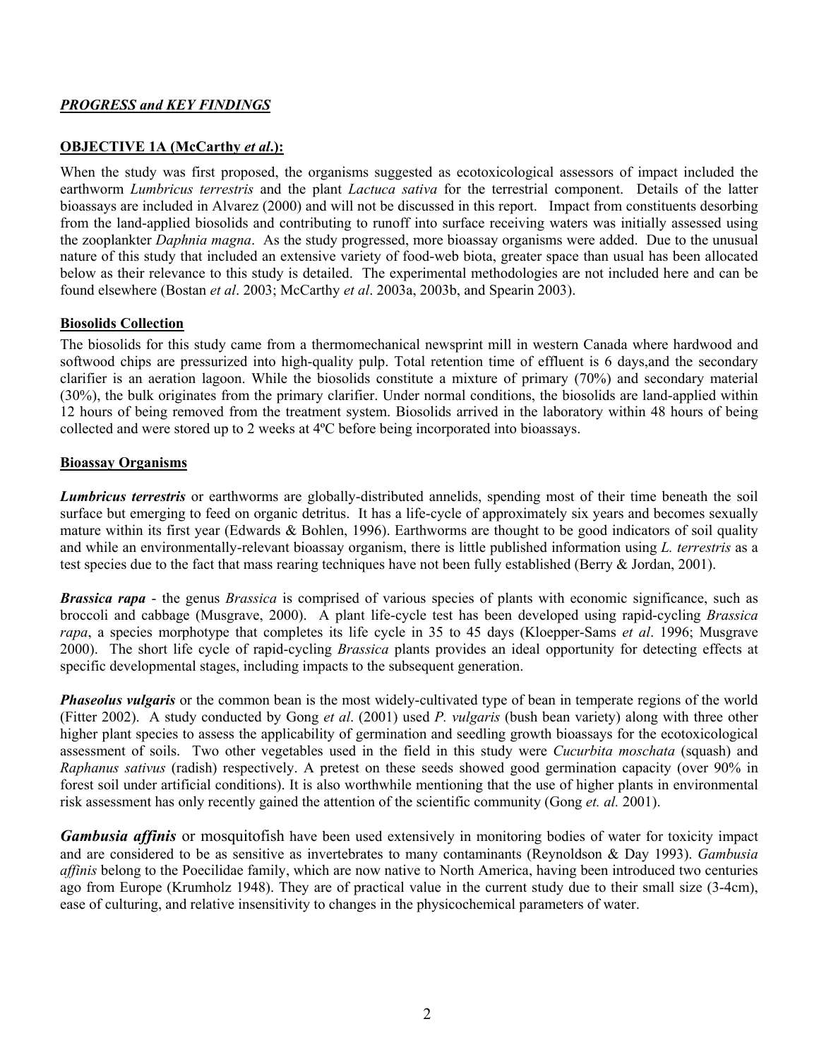## *PROGRESS and KEY FINDINGS*

### OBJECTIVE 1A (McCarthy *et al*.):

When the study was first proposed, the organisms suggested as ecotoxicological assessors of impact included the earthworm *Lumbricus terrestris* and the plant *Lactuca sativa* for the terrestrial component. Details of the latter bioassays are included in Alvarez (2000) and will not be discussed in this report. Impact from constituents desorbing from the land-applied biosolids and contributing to runoff into surface receiving waters was initially assessed using the zooplankter *Daphnia magna*. As the study progressed, more bioassay organisms were added. Due to the unusual nature of this study that included an extensive variety of food-web biota, greater space than usual has been allocated below as their relevance to this study is detailed. The experimental methodologies are not included here and can be found elsewhere (Bostan *et al*. 2003; McCarthy *et al*. 2003a, 2003b, and Spearin 2003).

### Biosolids Collection

The biosolids for this study came from a thermomechanical newsprint mill in western Canada where hardwood and softwood chips are pressurized into high-quality pulp. Total retention time of effluent is 6 days,and the secondary clarifier is an aeration lagoon. While the biosolids constitute a mixture of primary (70%) and secondary material (30%), the bulk originates from the primary clarifier. Under normal conditions, the biosolids are land-applied within 12 hours of being removed from the treatment system. Biosolids arrived in the laboratory within 48 hours of being collected and were stored up to 2 weeks at 4ºC before being incorporated into bioassays.

### Bioassay Organisms

***Lumbricus terrestris*** or earthworms are globally-distributed annelids, spending most of their time beneath the soil surface but emerging to feed on organic detritus. It has a life-cycle of approximately six years and becomes sexually mature within its first year (Edwards & Bohlen, 1996). Earthworms are thought to be good indicators of soil quality and while an environmentally-relevant bioassay organism, there is little published information using *L. terrestris* as a test species due to the fact that mass rearing techniques have not been fully established (Berry & Jordan, 2001).

***Brassica rapa*** - the genus *Brassica* is comprised of various species of plants with economic significance, such as broccoli and cabbage (Musgrave, 2000). A plant life-cycle test has been developed using rapid-cycling *Brassica rapa*, a species morphotype that completes its life cycle in 35 to 45 days (Kloepper-Sams *et al*. 1996; Musgrave 2000). The short life cycle of rapid-cycling *Brassica* plants provides an ideal opportunity for detecting effects at specific developmental stages, including impacts to the subsequent generation.

***Phaseolus vulgaris*** or the common bean is the most widely-cultivated type of bean in temperate regions of the world (Fitter 2002). A study conducted by Gong *et al*. (2001) used *P. vulgaris* (bush bean variety) along with three other higher plant species to assess the applicability of germination and seedling growth bioassays for the ecotoxicological assessment of soils. Two other vegetables used in the field in this study were *Cucurbita moschata* (squash) and *Raphanus sativus* (radish) respectively. A pretest on these seeds showed good germination capacity (over 90% in forest soil under artificial conditions). It is also worthwhile mentioning that the use of higher plants in environmental risk assessment has only recently gained the attention of the scientific community (Gong *et. al.* 2001).

***Gambusia affinis*** or mosquitofish have been used extensively in monitoring bodies of water for toxicity impact and are considered to be as sensitive as invertebrates to many contaminants (Reynoldson & Day 1993). *Gambusia affinis* belong to the Poecilidae family, which are now native to North America, having been introduced two centuries ago from Europe (Krumholz 1948). They are of practical value in the current study due to their small size (3-4cm), ease of culturing, and relative insensitivity to changes in the physicochemical parameters of water.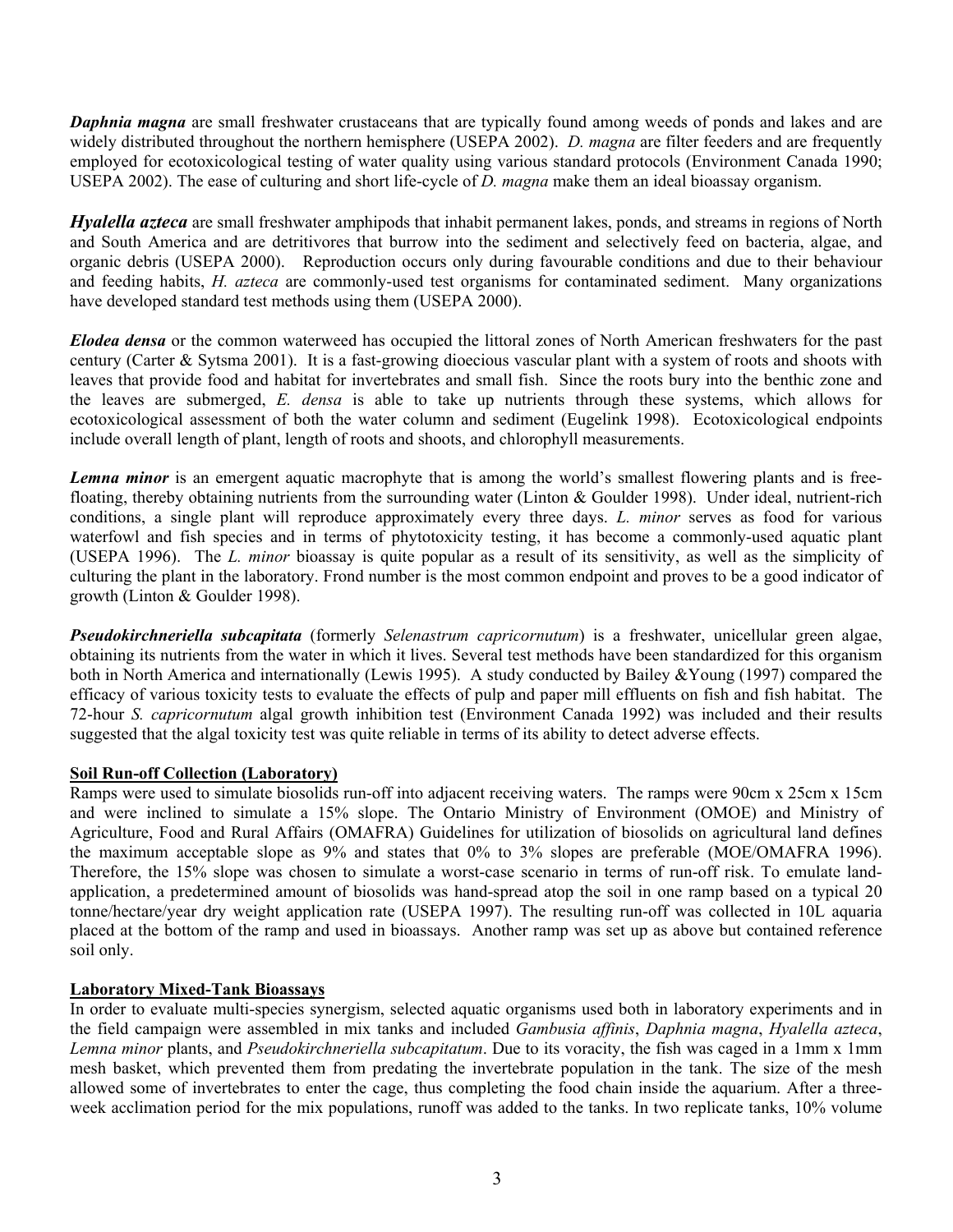***Daphnia magna*** are small freshwater crustaceans that are typically found among weeds of ponds and lakes and are widely distributed throughout the northern hemisphere (USEPA 2002). *D. magna* are filter feeders and are frequently employed for ecotoxicological testing of water quality using various standard protocols (Environment Canada 1990; USEPA 2002). The ease of culturing and short life-cycle of *D. magna* make them an ideal bioassay organism.

***Hyalella azteca*** are small freshwater amphipods that inhabit permanent lakes, ponds, and streams in regions of North and South America and are detritivores that burrow into the sediment and selectively feed on bacteria, algae, and organic debris (USEPA 2000). Reproduction occurs only during favourable conditions and due to their behaviour and feeding habits, *H. azteca* are commonly-used test organisms for contaminated sediment. Many organizations have developed standard test methods using them (USEPA 2000).

***Elodea densa*** or the common waterweed has occupied the littoral zones of North American freshwaters for the past century (Carter & Sytsma 2001). It is a fast-growing dioecious vascular plant with a system of roots and shoots with leaves that provide food and habitat for invertebrates and small fish. Since the roots bury into the benthic zone and the leaves are submerged, *E. densa* is able to take up nutrients through these systems, which allows for ecotoxicological assessment of both the water column and sediment (Eugelink 1998). Ecotoxicological endpoints include overall length of plant, length of roots and shoots, and chlorophyll measurements.

***Lemna minor*** is an emergent aquatic macrophyte that is among the world's smallest flowering plants and is free-floating, thereby obtaining nutrients from the surrounding water (Linton & Goulder 1998). Under ideal, nutrient-rich conditions, a single plant will reproduce approximately every three days. *L. minor* serves as food for various waterfowl and fish species and in terms of phytotoxicity testing, it has become a commonly-used aquatic plant (USEPA 1996). The *L. minor* bioassay is quite popular as a result of its sensitivity, as well as the simplicity of culturing the plant in the laboratory. Frond number is the most common endpoint and proves to be a good indicator of growth (Linton & Goulder 1998).

***Pseudokirchneriella subcapitata*** (formerly *Selenastrum capricornutum*) is a freshwater, unicellular green algae, obtaining its nutrients from the water in which it lives. Several test methods have been standardized for this organism both in North America and internationally (Lewis 1995). A study conducted by Bailey &Young (1997) compared the efficacy of various toxicity tests to evaluate the effects of pulp and paper mill effluents on fish and fish habitat. The 72-hour *S. capricornutum* algal growth inhibition test (Environment Canada 1992) was included and their results suggested that the algal toxicity test was quite reliable in terms of its ability to detect adverse effects.

**Soil Run-off Collection (Laboratory)**

Ramps were used to simulate biosolids run-off into adjacent receiving waters. The ramps were 90cm x 25cm x 15cm and were inclined to simulate a 15% slope. The Ontario Ministry of Environment (OMOE) and Ministry of Agriculture, Food and Rural Affairs (OMAFRA) Guidelines for utilization of biosolids on agricultural land defines the maximum acceptable slope as 9% and states that 0% to 3% slopes are preferable (MOE/OMAFRA 1996). Therefore, the 15% slope was chosen to simulate a worst-case scenario in terms of run-off risk. To emulate land-application, a predetermined amount of biosolids was hand-spread atop the soil in one ramp based on a typical 20 tonne/hectare/year dry weight application rate (USEPA 1997). The resulting run-off was collected in 10L aquaria placed at the bottom of the ramp and used in bioassays. Another ramp was set up as above but contained reference soil only.

**Laboratory Mixed-Tank Bioassays**

In order to evaluate multi-species synergism, selected aquatic organisms used both in laboratory experiments and in the field campaign were assembled in mix tanks and included *Gambusia affinis*, *Daphnia magna*, *Hyalella azteca*, *Lemna minor* plants, and *Pseudokirchneriella subcapitatum*. Due to its voracity, the fish was caged in a 1mm x 1mm mesh basket, which prevented them from predating the invertebrate population in the tank. The size of the mesh allowed some of invertebrates to enter the cage, thus completing the food chain inside the aquarium. After a three-week acclimation period for the mix populations, runoff was added to the tanks. In two replicate tanks, 10% volume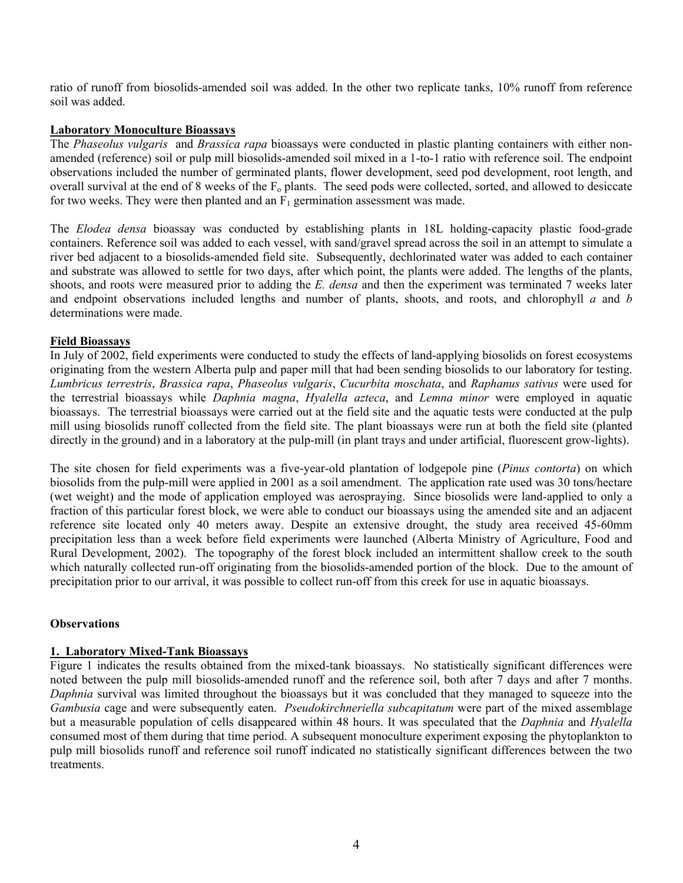ratio of runoff from biosolids-amended soil was added. In the other two replicate tanks, 10% runoff from reference soil was added.

**Laboratory Monoculture Bioassays**

The *Phaseolus vulgaris* and *Brassica rapa* bioassays were conducted in plastic planting containers with either non-amended (reference) soil or pulp mill biosolids-amended soil mixed in a 1-to-1 ratio with reference soil. The endpoint observations included the number of germinated plants, flower development, seed pod development, root length, and overall survival at the end of 8 weeks of the $F_o$ plants. The seed pods were collected, sorted, and allowed to desiccate for two weeks. They were then planted and an $F_1$ germination assessment was made.

The *Elodea densa* bioassay was conducted by establishing plants in 18L holding-capacity plastic food-grade containers. Reference soil was added to each vessel, with sand/gravel spread across the soil in an attempt to simulate a river bed adjacent to a biosolids-amended field site. Subsequently, dechlorinated water was added to each container and substrate was allowed to settle for two days, after which point, the plants were added. The lengths of the plants, shoots, and roots were measured prior to adding the *E. densa* and then the experiment was terminated 7 weeks later and endpoint observations included lengths and number of plants, shoots, and roots, and chlorophyll *a* and *b* determinations were made.

**Field Bioassays**

In July of 2002, field experiments were conducted to study the effects of land-applying biosolids on forest ecosystems originating from the western Alberta pulp and paper mill that had been sending biosolids to our laboratory for testing. *Lumbricus terrestris*, *Brassica rapa*, *Phaseolus vulgaris*, *Cucurbita moschata*, and *Raphanus sativus* were used for the terrestrial bioassays while *Daphnia magna*, *Hyalella azteca*, and *Lemna minor* were employed in aquatic bioassays. The terrestrial bioassays were carried out at the field site and the aquatic tests were conducted at the pulp mill using biosolids runoff collected from the field site. The plant bioassays were run at both the field site (planted directly in the ground) and in a laboratory at the pulp-mill (in plant trays and under artificial, fluorescent grow-lights).

The site chosen for field experiments was a five-year-old plantation of lodgepole pine (*Pinus contorta*) on which biosolids from the pulp-mill were applied in 2001 as a soil amendment. The application rate used was 30 tons/hectare (wet weight) and the mode of application employed was aerospraying. Since biosolids were land-applied to only a fraction of this particular forest block, we were able to conduct our bioassays using the amended site and an adjacent reference site located only 40 meters away. Despite an extensive drought, the study area received 45-60mm precipitation less than a week before field experiments were launched (Alberta Ministry of Agriculture, Food and Rural Development, 2002). The topography of the forest block included an intermittent shallow creek to the south which naturally collected run-off originating from the biosolids-amended portion of the block. Due to the amount of precipitation prior to our arrival, it was possible to collect run-off from this creek for use in aquatic bioassays.

## Observations

**1. Laboratory Mixed-Tank Bioassays**

Figure 1 indicates the results obtained from the mixed-tank bioassays. No statistically significant differences were noted between the pulp mill biosolids-amended runoff and the reference soil, both after 7 days and after 7 months. *Daphnia* survival was limited throughout the bioassays but it was concluded that they managed to squeeze into the *Gambusia* cage and were subsequently eaten. *Pseudokirchneriella subcapitatum* were part of the mixed assemblage but a measurable population of cells disappeared within 48 hours. It was speculated that the *Daphnia* and *Hyalella* consumed most of them during that time period. A subsequent monoculture experiment exposing the phytoplankton to pulp mill biosolids runoff and reference soil runoff indicated no statistically significant differences between the two treatments.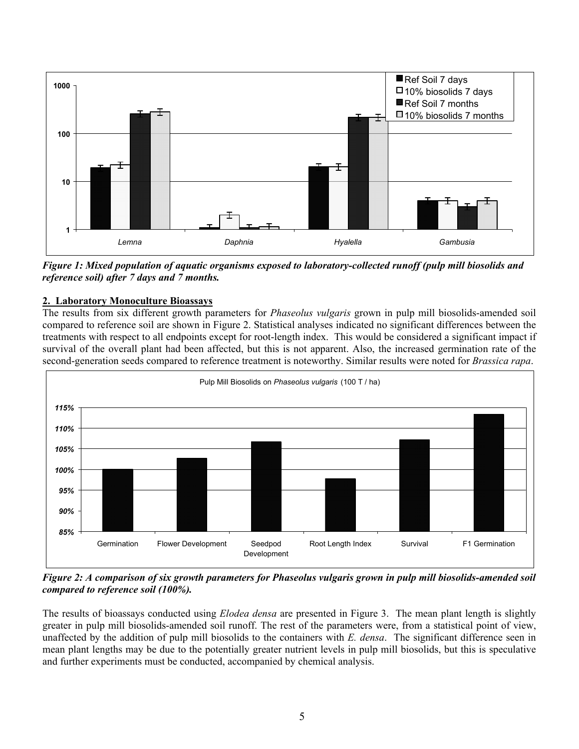*Figure 1: Mixed population of aquatic organisms exposed to laboratory-collected runoff (pulp mill biosolids and reference soil) after 7 days and 7 months.*

## 2. Laboratory Monoculture Bioassays

The results from six different growth parameters for *Phaseolus vulgaris* grown in pulp mill biosolids-amended soil compared to reference soil are shown in Figure 2. Statistical analyses indicated no significant differences between the treatments with respect to all endpoints except for root-length index. This would be considered a significant impact if survival of the overall plant had been affected, but this is not apparent. Also, the increased germination rate of the second-generation seeds compared to reference treatment is noteworthy. Similar results were noted for *Brassica rapa*.

*Figure 2: A comparison of six growth parameters for Phaseolus vulgaris grown in pulp mill biosolids-amended soil compared to reference soil (100%).*

The results of bioassays conducted using *Elodea densa* are presented in Figure 3. The mean plant length is slightly greater in pulp mill biosolids-amended soil runoff. The rest of the parameters were, from a statistical point of view, unaffected by the addition of pulp mill biosolids to the containers with *E. densa*. The significant difference seen in mean plant lengths may be due to the potentially greater nutrient levels in pulp mill biosolids, but this is speculative and further experiments must be conducted, accompanied by chemical analysis.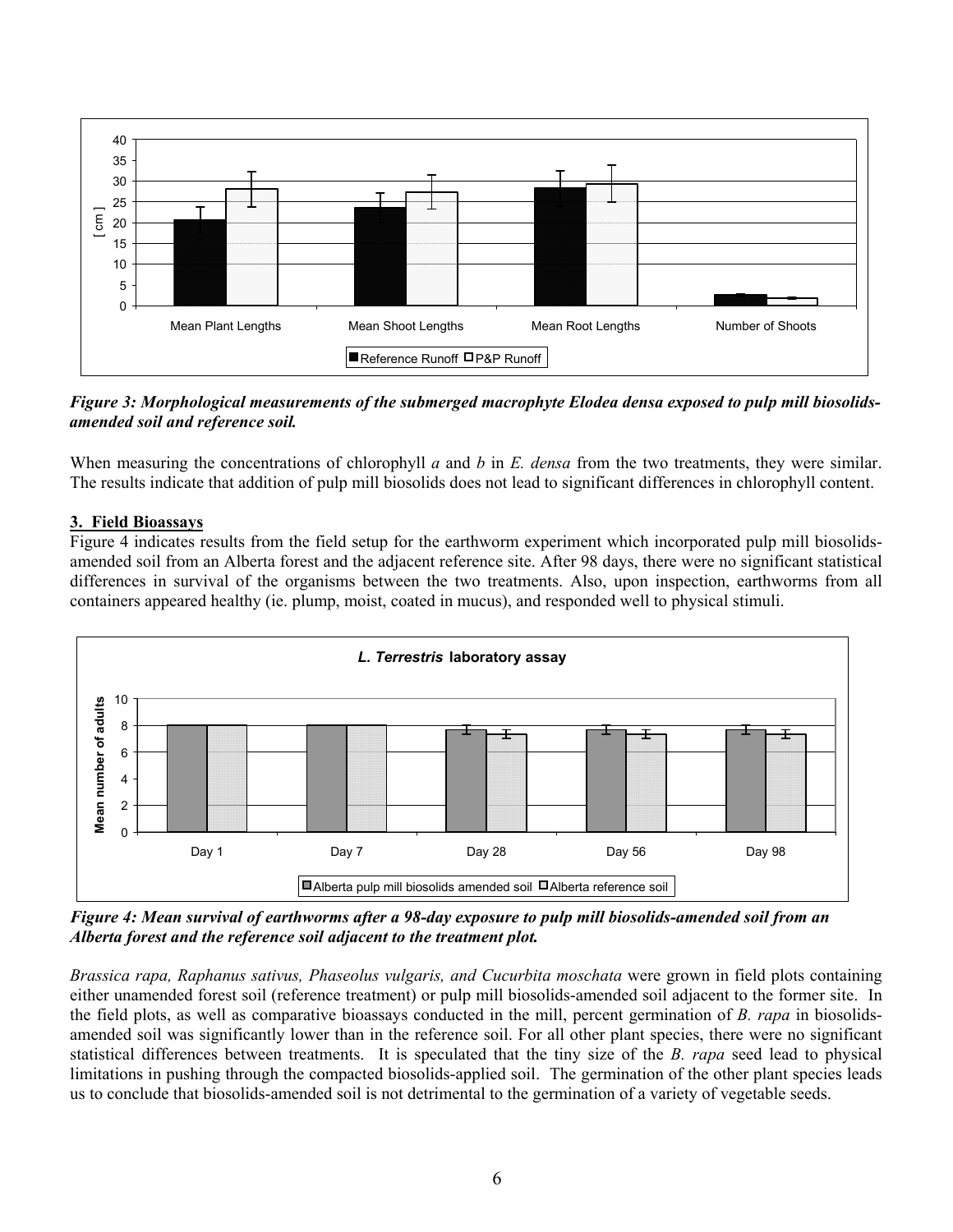*Figure 3: Morphological measurements of the submerged macrophyte Elodea densa exposed to pulp mill biosolids-amended soil and reference soil.*

When measuring the concentrations of chlorophyll *a* and *b* in *E. densa* from the two treatments, they were similar. The results indicate that addition of pulp mill biosolids does not lead to significant differences in chlorophyll content.

## 3. Field Bioassays

Figure 4 indicates results from the field setup for the earthworm experiment which incorporated pulp mill biosolids-amended soil from an Alberta forest and the adjacent reference site. After 98 days, there were no significant statistical differences in survival of the organisms between the two treatments. Also, upon inspection, earthworms from all containers appeared healthy (ie. plump, moist, coated in mucus), and responded well to physical stimuli.

*Figure 4: Mean survival of earthworms after a 98-day exposure to pulp mill biosolids-amended soil from an Alberta forest and the reference soil adjacent to the treatment plot.*

*Brassica rapa, Raphanus sativus, Phaseolus vulgaris, and Cucurbita moschata* were grown in field plots containing either unamended forest soil (reference treatment) or pulp mill biosolids-amended soil adjacent to the former site. In the field plots, as well as comparative bioassays conducted in the mill, percent germination of *B. rapa* in biosolids-amended soil was significantly lower than in the reference soil. For all other plant species, there were no significant statistical differences between treatments. It is speculated that the tiny size of the *B. rapa* seed lead to physical limitations in pushing through the compacted biosolids-applied soil. The germination of the other plant species leads us to conclude that biosolids-amended soil is not detrimental to the germination of a variety of vegetable seeds.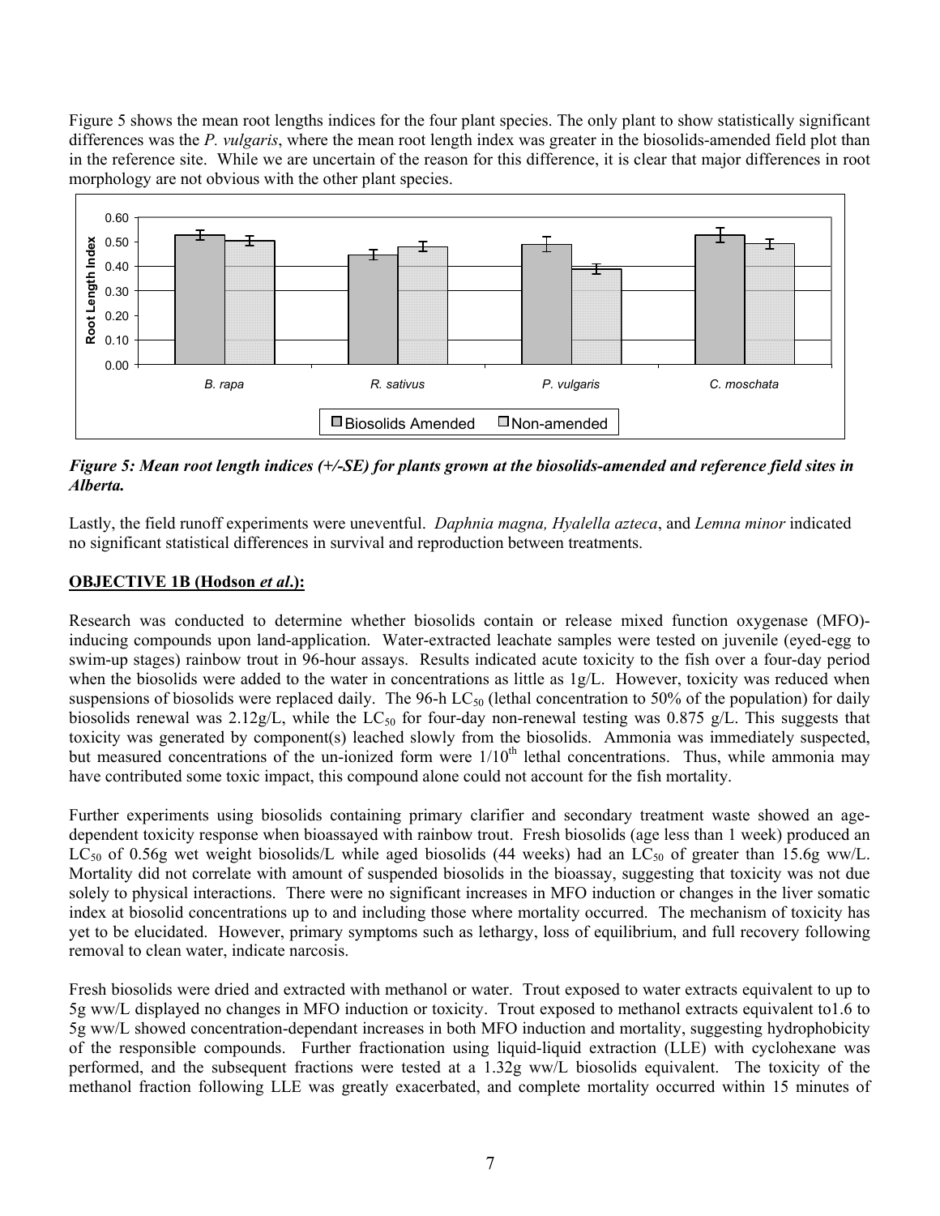Figure 5 shows the mean root lengths indices for the four plant species. The only plant to show statistically significant differences was the *P. vulgaris*, where the mean root length index was greater in the biosolids-amended field plot than in the reference site. While we are uncertain of the reason for this difference, it is clear that major differences in root morphology are not obvious with the other plant species.

*Figure 5: Mean root length indices (+/-SE) for plants grown at the biosolids-amended and reference field sites in Alberta.*

Lastly, the field runoff experiments were uneventful. *Daphnia magna, Hyalella azteca*, and *Lemna minor* indicated no significant statistical differences in survival and reproduction between treatments.

**OBJECTIVE 1B (Hodson *et al*.):**

Research was conducted to determine whether biosolids contain or release mixed function oxygenase (MFO)-inducing compounds upon land-application. Water-extracted leachate samples were tested on juvenile (eyed-egg to swim-up stages) rainbow trout in 96-hour assays. Results indicated acute toxicity to the fish over a four-day period when the biosolids were added to the water in concentrations as little as 1g/L. However, toxicity was reduced when suspensions of biosolids were replaced daily. The 96-h $LC_{50}$ (lethal concentration to 50% of the population) for daily biosolids renewal was 2.12g/L, while the $LC_{50}$ for four-day non-renewal testing was 0.875 g/L. This suggests that toxicity was generated by component(s) leached slowly from the biosolids. Ammonia was immediately suspected, but measured concentrations of the un-ionized form were $1/10^{th}$ lethal concentrations. Thus, while ammonia may have contributed some toxic impact, this compound alone could not account for the fish mortality.

Further experiments using biosolids containing primary clarifier and secondary treatment waste showed an age-dependent toxicity response when bioassayed with rainbow trout. Fresh biosolids (age less than 1 week) produced an $LC_{50}$ of 0.56g wet weight biosolids/L while aged biosolids (44 weeks) had an $LC_{50}$ of greater than 15.6g ww/L. Mortality did not correlate with amount of suspended biosolids in the bioassay, suggesting that toxicity was not due solely to physical interactions. There were no significant increases in MFO induction or changes in the liver somatic index at biosolid concentrations up to and including those where mortality occurred. The mechanism of toxicity has yet to be elucidated. However, primary symptoms such as lethargy, loss of equilibrium, and full recovery following removal to clean water, indicate narcosis.

Fresh biosolids were dried and extracted with methanol or water. Trout exposed to water extracts equivalent to up to 5g ww/L displayed no changes in MFO induction or toxicity. Trout exposed to methanol extracts equivalent to1.6 to 5g ww/L showed concentration-dependant increases in both MFO induction and mortality, suggesting hydrophobicity of the responsible compounds. Further fractionation using liquid-liquid extraction (LLE) with cyclohexane was performed, and the subsequent fractions were tested at a 1.32g ww/L biosolids equivalent. The toxicity of the methanol fraction following LLE was greatly exacerbated, and complete mortality occurred within 15 minutes of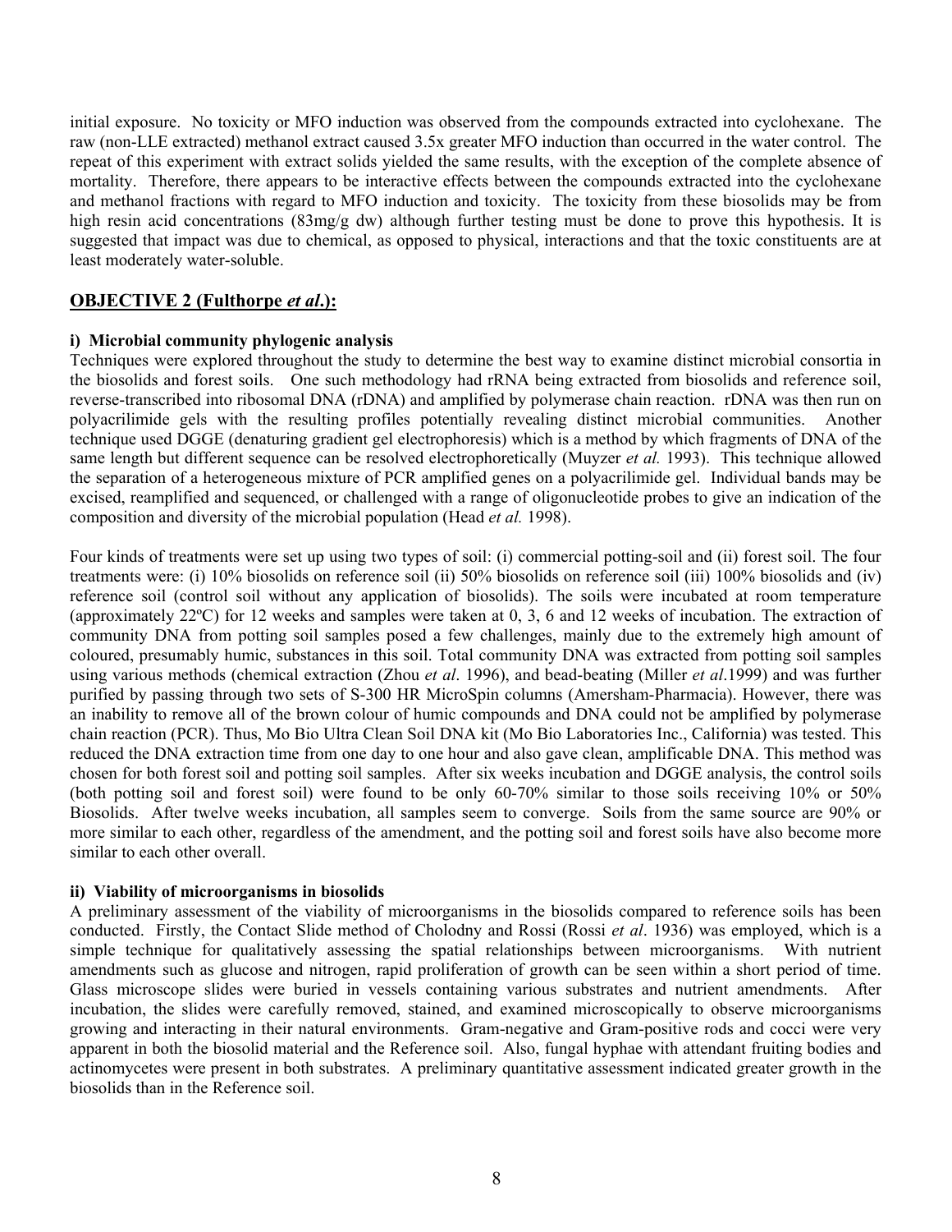initial exposure. No toxicity or MFO induction was observed from the compounds extracted into cyclohexane. The raw (non-LLE extracted) methanol extract caused 3.5x greater MFO induction than occurred in the water control. The repeat of this experiment with extract solids yielded the same results, with the exception of the complete absence of mortality. Therefore, there appears to be interactive effects between the compounds extracted into the cyclohexane and methanol fractions with regard to MFO induction and toxicity. The toxicity from these biosolids may be from high resin acid concentrations (83mg/g dw) although further testing must be done to prove this hypothesis. It is suggested that impact was due to chemical, as opposed to physical, interactions and that the toxic constituents are at least moderately water-soluble.

## OBJECTIVE 2 (Fulthorpe *et al.*):

### i) Microbial community phylogenic analysis

Techniques were explored throughout the study to determine the best way to examine distinct microbial consortia in the biosolids and forest soils. One such methodology had rRNA being extracted from biosolids and reference soil, reverse-transcribed into ribosomal DNA (rDNA) and amplified by polymerase chain reaction. rDNA was then run on polyacrilimide gels with the resulting profiles potentially revealing distinct microbial communities. Another technique used DGGE (denaturing gradient gel electrophoresis) which is a method by which fragments of DNA of the same length but different sequence can be resolved electrophoretically (Muyzer *et al.* 1993). This technique allowed the separation of a heterogeneous mixture of PCR amplified genes on a polyacrilimide gel. Individual bands may be excised, reamplified and sequenced, or challenged with a range of oligonucleotide probes to give an indication of the composition and diversity of the microbial population (Head *et al.* 1998).

Four kinds of treatments were set up using two types of soil: (i) commercial potting-soil and (ii) forest soil. The four treatments were: (i) 10% biosolids on reference soil (ii) 50% biosolids on reference soil (iii) 100% biosolids and (iv) reference soil (control soil without any application of biosolids). The soils were incubated at room temperature (approximately 22ºC) for 12 weeks and samples were taken at 0, 3, 6 and 12 weeks of incubation. The extraction of community DNA from potting soil samples posed a few challenges, mainly due to the extremely high amount of coloured, presumably humic, substances in this soil. Total community DNA was extracted from potting soil samples using various methods (chemical extraction (Zhou *et al*. 1996), and bead-beating (Miller *et al*.1999) and was further purified by passing through two sets of S-300 HR MicroSpin columns (Amersham-Pharmacia). However, there was an inability to remove all of the brown colour of humic compounds and DNA could not be amplified by polymerase chain reaction (PCR). Thus, Mo Bio Ultra Clean Soil DNA kit (Mo Bio Laboratories Inc., California) was tested. This reduced the DNA extraction time from one day to one hour and also gave clean, amplifiable DNA. This method was chosen for both forest soil and potting soil samples. After six weeks incubation and DGGE analysis, the control soils (both potting soil and forest soil) were found to be only 60-70% similar to those soils receiving 10% or 50% Biosolids. After twelve weeks incubation, all samples seem to converge. Soils from the same source are 90% or more similar to each other, regardless of the amendment, and the potting soil and forest soils have also become more similar to each other overall.

### ii) Viability of microorganisms in biosolids

A preliminary assessment of the viability of microorganisms in the biosolids compared to reference soils has been conducted. Firstly, the Contact Slide method of Cholodny and Rossi (Rossi *et al*. 1936) was employed, which is a simple technique for qualitatively assessing the spatial relationships between microorganisms. With nutrient amendments such as glucose and nitrogen, rapid proliferation of growth can be seen within a short period of time. Glass microscope slides were buried in vessels containing various substrates and nutrient amendments. After incubation, the slides were carefully removed, stained, and examined microscopically to observe microorganisms growing and interacting in their natural environments. Gram-negative and Gram-positive rods and cocci were very apparent in both the biosolid material and the Reference soil. Also, fungal hyphae with attendant fruiting bodies and actinomycetes were present in both substrates. A preliminary quantitative assessment indicated greater growth in the biosolids than in the Reference soil.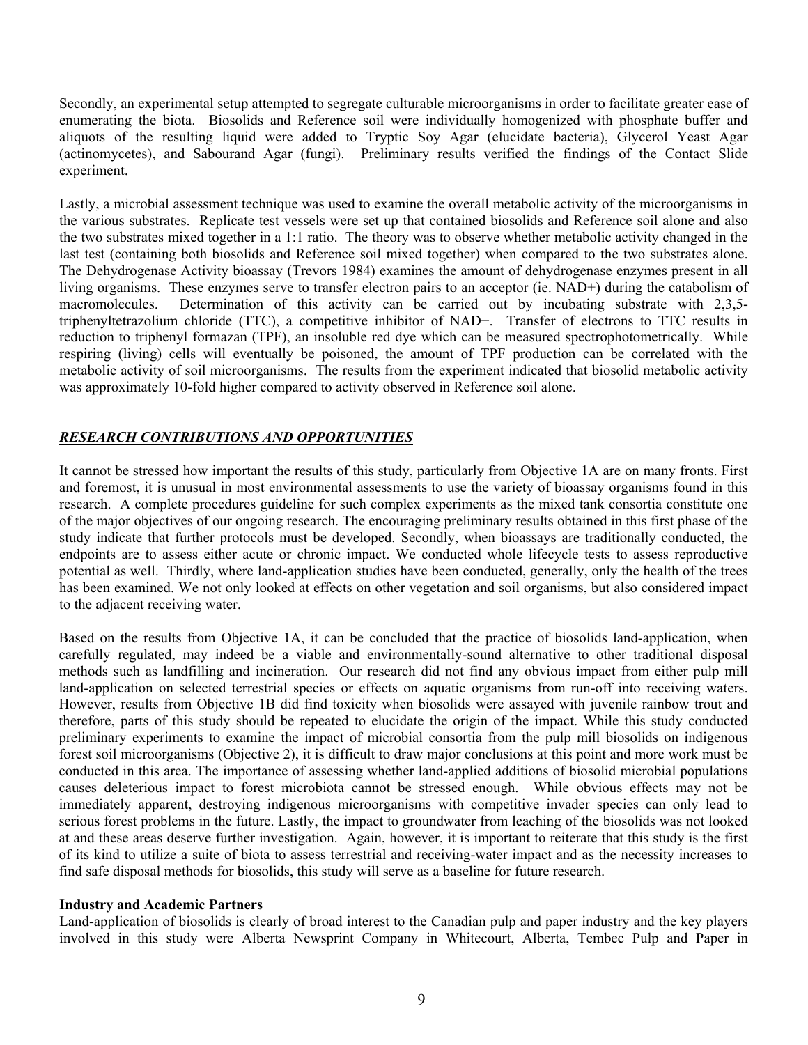Secondly, an experimental setup attempted to segregate culturable microorganisms in order to facilitate greater ease of enumerating the biota. Biosolids and Reference soil were individually homogenized with phosphate buffer and aliquots of the resulting liquid were added to Tryptic Soy Agar (elucidate bacteria), Glycerol Yeast Agar (actinomycetes), and Sabourand Agar (fungi). Preliminary results verified the findings of the Contact Slide experiment.

Lastly, a microbial assessment technique was used to examine the overall metabolic activity of the microorganisms in the various substrates. Replicate test vessels were set up that contained biosolids and Reference soil alone and also the two substrates mixed together in a 1:1 ratio. The theory was to observe whether metabolic activity changed in the last test (containing both biosolids and Reference soil mixed together) when compared to the two substrates alone. The Dehydrogenase Activity bioassay (Trevors 1984) examines the amount of dehydrogenase enzymes present in all living organisms. These enzymes serve to transfer electron pairs to an acceptor (ie. NAD+) during the catabolism of macromolecules. Determination of this activity can be carried out by incubating substrate with 2,3,5-triphenyltetrazolium chloride (TTC), a competitive inhibitor of NAD+. Transfer of electrons to TTC results in reduction to triphenyl formazan (TPF), an insoluble red dye which can be measured spectrophotometrically. While respiring (living) cells will eventually be poisoned, the amount of TPF production can be correlated with the metabolic activity of soil microorganisms. The results from the experiment indicated that biosolid metabolic activity was approximately 10-fold higher compared to activity observed in Reference soil alone.

## ***RESEARCH CONTRIBUTIONS AND OPPORTUNITIES***

It cannot be stressed how important the results of this study, particularly from Objective 1A are on many fronts. First and foremost, it is unusual in most environmental assessments to use the variety of bioassay organisms found in this research. A complete procedures guideline for such complex experiments as the mixed tank consortia constitute one of the major objectives of our ongoing research. The encouraging preliminary results obtained in this first phase of the study indicate that further protocols must be developed. Secondly, when bioassays are traditionally conducted, the endpoints are to assess either acute or chronic impact. We conducted whole lifecycle tests to assess reproductive potential as well. Thirdly, where land-application studies have been conducted, generally, only the health of the trees has been examined. We not only looked at effects on other vegetation and soil organisms, but also considered impact to the adjacent receiving water.

Based on the results from Objective 1A, it can be concluded that the practice of biosolids land-application, when carefully regulated, may indeed be a viable and environmentally-sound alternative to other traditional disposal methods such as landfilling and incineration. Our research did not find any obvious impact from either pulp mill land-application on selected terrestrial species or effects on aquatic organisms from run-off into receiving waters. However, results from Objective 1B did find toxicity when biosolids were assayed with juvenile rainbow trout and therefore, parts of this study should be repeated to elucidate the origin of the impact. While this study conducted preliminary experiments to examine the impact of microbial consortia from the pulp mill biosolids on indigenous forest soil microorganisms (Objective 2), it is difficult to draw major conclusions at this point and more work must be conducted in this area. The importance of assessing whether land-applied additions of biosolid microbial populations causes deleterious impact to forest microbiota cannot be stressed enough. While obvious effects may not be immediately apparent, destroying indigenous microorganisms with competitive invader species can only lead to serious forest problems in the future. Lastly, the impact to groundwater from leaching of the biosolids was not looked at and these areas deserve further investigation. Again, however, it is important to reiterate that this study is the first of its kind to utilize a suite of biota to assess terrestrial and receiving-water impact and as the necessity increases to find safe disposal methods for biosolids, this study will serve as a baseline for future research.

**Industry and Academic Partners**

Land-application of biosolids is clearly of broad interest to the Canadian pulp and paper industry and the key players involved in this study were Alberta Newsprint Company in Whitecourt, Alberta, Tembec Pulp and Paper in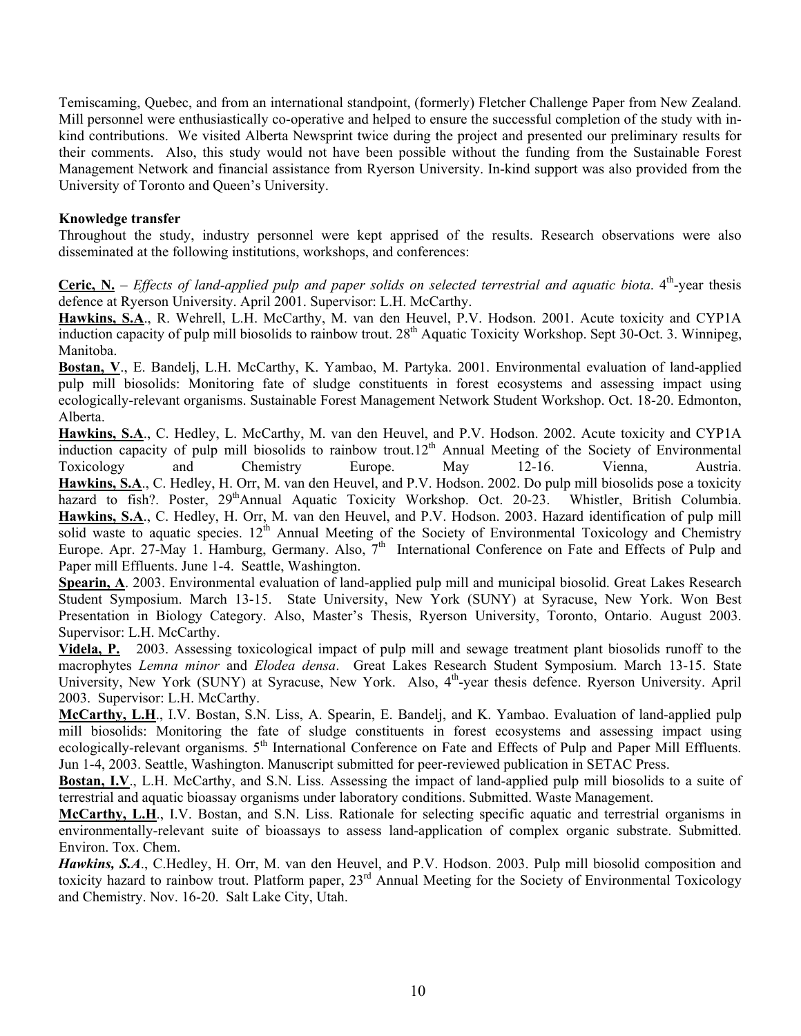Temiscaming, Quebec, and from an international standpoint, (formerly) Fletcher Challenge Paper from New Zealand. Mill personnel were enthusiastically co-operative and helped to ensure the successful completion of the study with in-kind contributions. We visited Alberta Newsprint twice during the project and presented our preliminary results for their comments. Also, this study would not have been possible without the funding from the Sustainable Forest Management Network and financial assistance from Ryerson University. In-kind support was also provided from the University of Toronto and Queen's University.

**Knowledge transfer**

Throughout the study, industry personnel were kept apprised of the results. Research observations were also disseminated at the following institutions, workshops, and conferences:

**Ceric, N.** – *Effects of land-applied pulp and paper solids on selected terrestrial and aquatic biota*. 4th-year thesis defence at Ryerson University. April 2001. Supervisor: L.H. McCarthy.

**Hawkins, S.A**., R. Wehrell, L.H. McCarthy, M. van den Heuvel, P.V. Hodson. 2001. Acute toxicity and CYP1A induction capacity of pulp mill biosolids to rainbow trout. 28th Aquatic Toxicity Workshop. Sept 30-Oct. 3. Winnipeg, Manitoba.

**Bostan, V**., E. Bandelj, L.H. McCarthy, K. Yambao, M. Partyka. 2001. Environmental evaluation of land-applied pulp mill biosolids: Monitoring fate of sludge constituents in forest ecosystems and assessing impact using ecologically-relevant organisms. Sustainable Forest Management Network Student Workshop. Oct. 18-20. Edmonton, Alberta.

**Hawkins, S.A**., C. Hedley, L. McCarthy, M. van den Heuvel, and P.V. Hodson. 2002. Acute toxicity and CYP1A induction capacity of pulp mill biosolids to rainbow trout.12th Annual Meeting of the Society of Environmental Toxicology and Chemistry Europe. May 12-16. Vienna, Austria.

**Hawkins, S.A**., C. Hedley, H. Orr, M. van den Heuvel, and P.V. Hodson. 2002. Do pulp mill biosolids pose a toxicity hazard to fish?. Poster, 29thAnnual Aquatic Toxicity Workshop. Oct. 20-23. Whistler, British Columbia.

**Hawkins, S.A**., C. Hedley, H. Orr, M. van den Heuvel, and P.V. Hodson. 2003. Hazard identification of pulp mill solid waste to aquatic species. 12th Annual Meeting of the Society of Environmental Toxicology and Chemistry Europe. Apr. 27-May 1. Hamburg, Germany. Also, 7th International Conference on Fate and Effects of Pulp and Paper mill Effluents. June 1-4. Seattle, Washington.

**Spearin, A**. 2003. Environmental evaluation of land-applied pulp mill and municipal biosolid. Great Lakes Research Student Symposium. March 13-15. State University, New York (SUNY) at Syracuse, New York. Won Best Presentation in Biology Category. Also, Master's Thesis, Ryerson University, Toronto, Ontario. August 2003. Supervisor: L.H. McCarthy.

**Videla, P.** 2003. Assessing toxicological impact of pulp mill and sewage treatment plant biosolids runoff to the macrophytes *Lemna minor* and *Elodea densa*. Great Lakes Research Student Symposium. March 13-15. State University, New York (SUNY) at Syracuse, New York. Also, 4th-year thesis defence. Ryerson University. April 2003. Supervisor: L.H. McCarthy.

**McCarthy, L.H**., I.V. Bostan, S.N. Liss, A. Spearin, E. Bandelj, and K. Yambao. Evaluation of land-applied pulp mill biosolids: Monitoring the fate of sludge constituents in forest ecosystems and assessing impact using ecologically-relevant organisms. 5th International Conference on Fate and Effects of Pulp and Paper Mill Effluents. Jun 1-4, 2003. Seattle, Washington. Manuscript submitted for peer-reviewed publication in SETAC Press.

**Bostan, I.V**., L.H. McCarthy, and S.N. Liss. Assessing the impact of land-applied pulp mill biosolids to a suite of terrestrial and aquatic bioassay organisms under laboratory conditions. Submitted. Waste Management.

**McCarthy, L.H**., I.V. Bostan, and S.N. Liss. Rationale for selecting specific aquatic and terrestrial organisms in environmentally-relevant suite of bioassays to assess land-application of complex organic substrate. Submitted. Environ. Tox. Chem.

***Hawkins, S.A***., C.Hedley, H. Orr, M. van den Heuvel, and P.V. Hodson. 2003. Pulp mill biosolid composition and toxicity hazard to rainbow trout. Platform paper, 23rd Annual Meeting for the Society of Environmental Toxicology and Chemistry. Nov. 16-20. Salt Lake City, Utah.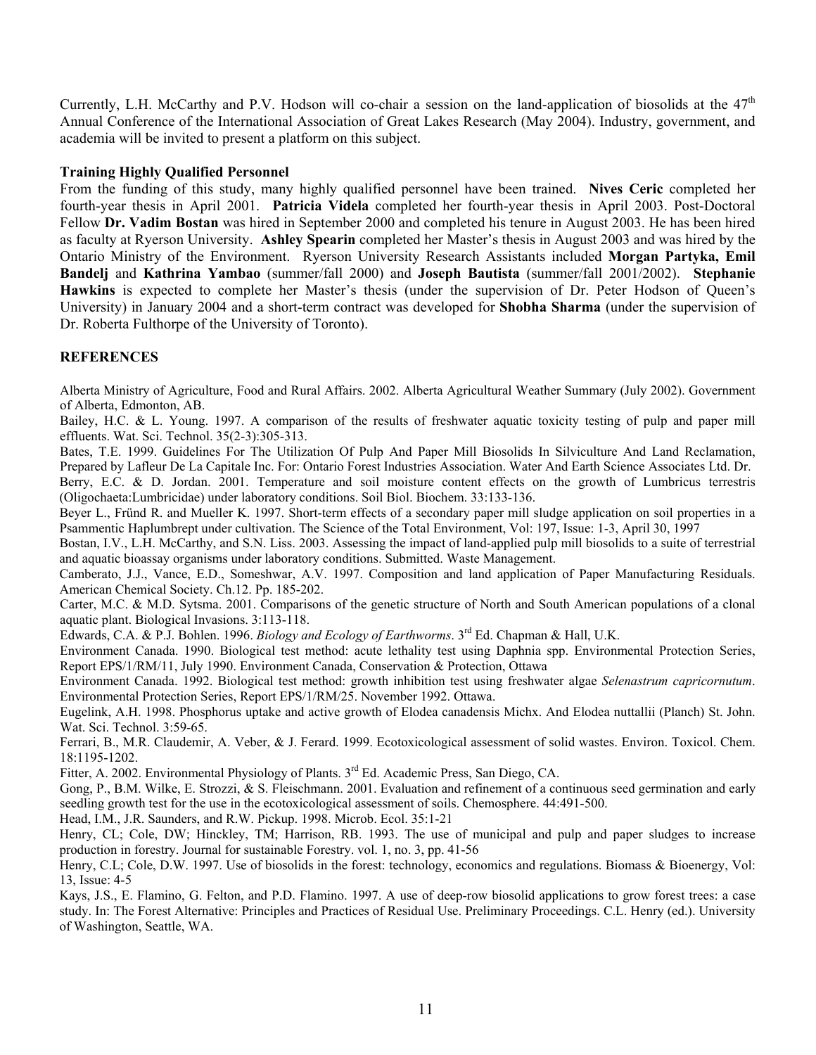Currently, L.H. McCarthy and P.V. Hodson will co-chair a session on the land-application of biosolids at the 47th Annual Conference of the International Association of Great Lakes Research (May 2004). Industry, government, and academia will be invited to present a platform on this subject.

**Training Highly Qualified Personnel**

From the funding of this study, many highly qualified personnel have been trained. **Nives Ceric** completed her fourth-year thesis in April 2001. **Patricia Videla** completed her fourth-year thesis in April 2003. Post-Doctoral Fellow **Dr. Vadim Bostan** was hired in September 2000 and completed his tenure in August 2003. He has been hired as faculty at Ryerson University. **Ashley Spearin** completed her Master's thesis in August 2003 and was hired by the Ontario Ministry of the Environment. Ryerson University Research Assistants included **Morgan Partyka, Emil Bandelj** and **Kathrina Yambao** (summer/fall 2000) and **Joseph Bautista** (summer/fall 2001/2002). **Stephanie Hawkins** is expected to complete her Master's thesis (under the supervision of Dr. Peter Hodson of Queen's University) in January 2004 and a short-term contract was developed for **Shobha Sharma** (under the supervision of Dr. Roberta Fulthorpe of the University of Toronto).

**REFERENCES**

Alberta Ministry of Agriculture, Food and Rural Affairs. 2002. Alberta Agricultural Weather Summary (July 2002). Government of Alberta, Edmonton, AB.

Bailey, H.C. & L. Young. 1997. A comparison of the results of freshwater aquatic toxicity testing of pulp and paper mill effluents. Wat. Sci. Technol. 35(2-3):305-313.

Bates, T.E. 1999. Guidelines For The Utilization Of Pulp And Paper Mill Biosolids In Silviculture And Land Reclamation, Prepared by Lafleur De La Capitale Inc. For: Ontario Forest Industries Association. Water And Earth Science Associates Ltd. Dr.

Berry, E.C. & D. Jordan. 2001. Temperature and soil moisture content effects on the growth of Lumbricus terrestris (Oligochaeta:Lumbricidae) under laboratory conditions. Soil Biol. Biochem. 33:133-136.

Beyer L., Fründ R. and Mueller K. 1997. Short-term effects of a secondary paper mill sludge application on soil properties in a Psammentic Haplumbrept under cultivation. The Science of the Total Environment, Vol: 197, Issue: 1-3, April 30, 1997

Bostan, I.V., L.H. McCarthy, and S.N. Liss. 2003. Assessing the impact of land-applied pulp mill biosolids to a suite of terrestrial and aquatic bioassay organisms under laboratory conditions. Submitted. Waste Management.

Camberato, J.J., Vance, E.D., Someshwar, A.V. 1997. Composition and land application of Paper Manufacturing Residuals. American Chemical Society. Ch.12. Pp. 185-202.

Carter, M.C. & M.D. Sytsma. 2001. Comparisons of the genetic structure of North and South American populations of a clonal aquatic plant. Biological Invasions. 3:113-118.

Edwards, C.A. & P.J. Bohlen. 1996. *Biology and Ecology of Earthworms*. 3rd Ed. Chapman & Hall, U.K.

Environment Canada. 1990. Biological test method: acute lethality test using Daphnia spp. Environmental Protection Series, Report EPS/1/RM/11, July 1990. Environment Canada, Conservation & Protection, Ottawa

Environment Canada. 1992. Biological test method: growth inhibition test using freshwater algae *Selenastrum capricornutum*. Environmental Protection Series, Report EPS/1/RM/25. November 1992. Ottawa.

Eugelink, A.H. 1998. Phosphorus uptake and active growth of Elodea canadensis Michx. And Elodea nuttallii (Planch) St. John. Wat. Sci. Technol. 3:59-65.

Ferrari, B., M.R. Claudemir, A. Veber, & J. Ferard. 1999. Ecotoxicological assessment of solid wastes. Environ. Toxicol. Chem. 18:1195-1202.

Fitter, A. 2002. Environmental Physiology of Plants. 3rd Ed. Academic Press, San Diego, CA.

Gong, P., B.M. Wilke, E. Strozzi, & S. Fleischmann. 2001. Evaluation and refinement of a continuous seed germination and early seedling growth test for the use in the ecotoxicological assessment of soils. Chemosphere. 44:491-500.

Head, I.M., J.R. Saunders, and R.W. Pickup. 1998. Microb. Ecol. 35:1-21

Henry, CL; Cole, DW; Hinckley, TM; Harrison, RB. 1993. The use of municipal and pulp and paper sludges to increase production in forestry. Journal for sustainable Forestry. vol. 1, no. 3, pp. 41-56

Henry, C.L; Cole, D.W. 1997. Use of biosolids in the forest: technology, economics and regulations. Biomass & Bioenergy, Vol: 13, Issue: 4-5

Kays, J.S., E. Flamino, G. Felton, and P.D. Flamino. 1997. A use of deep-row biosolid applications to grow forest trees: a case study. In: The Forest Alternative: Principles and Practices of Residual Use. Preliminary Proceedings. C.L. Henry (ed.). University of Washington, Seattle, WA.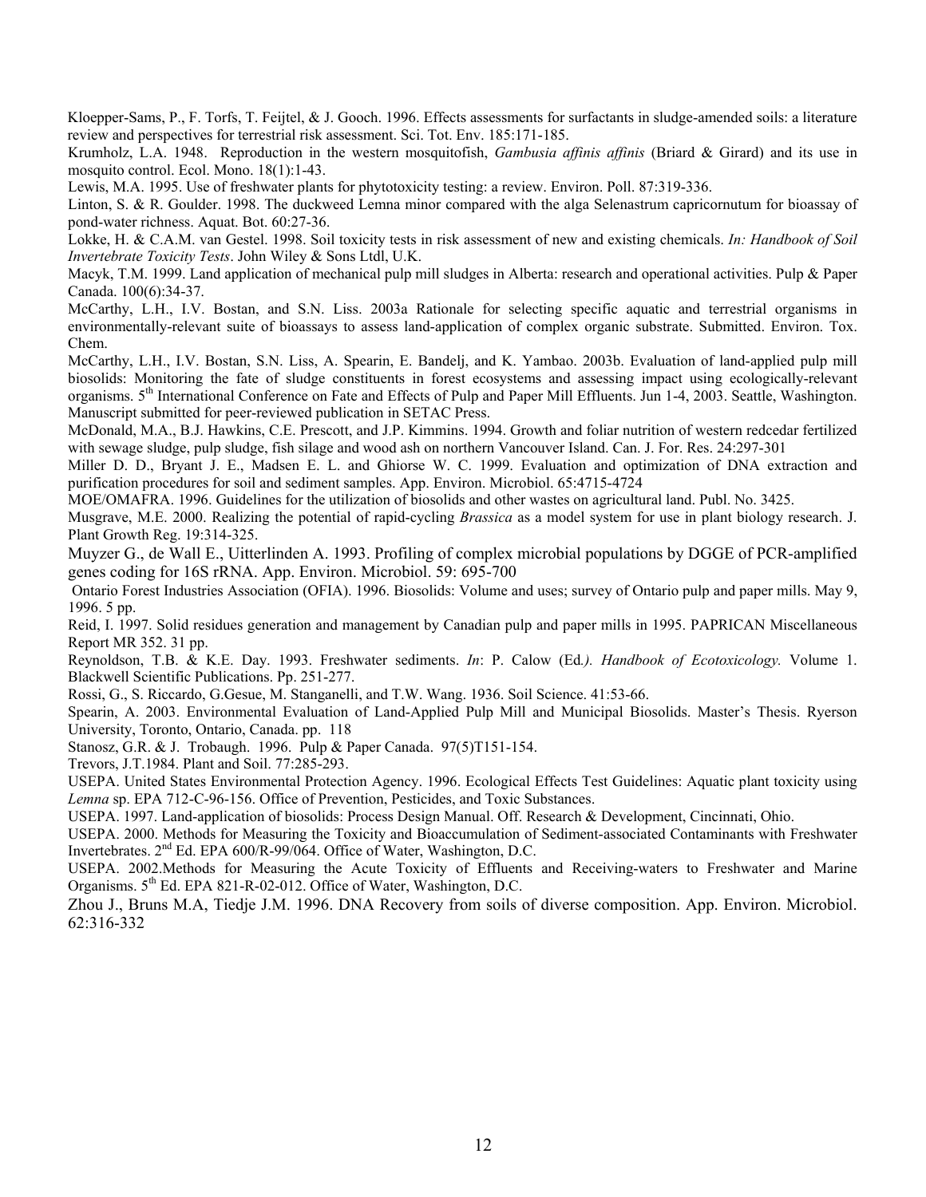Kloepper-Sams, P., F. Torfs, T. Feijtel, & J. Gooch. 1996. Effects assessments for surfactants in sludge-amended soils: a literature review and perspectives for terrestrial risk assessment. Sci. Tot. Env. 185:171-185.

Krumholz, L.A. 1948. Reproduction in the western mosquitofish, *Gambusia affinis affinis* (Briard & Girard) and its use in mosquito control. Ecol. Mono. 18(1):1-43.

Lewis, M.A. 1995. Use of freshwater plants for phytotoxicity testing: a review. Environ. Poll. 87:319-336.

Linton, S. & R. Goulder. 1998. The duckweed Lemna minor compared with the alga Selenastrum capricornutum for bioassay of pond-water richness. Aquat. Bot. 60:27-36.

Lokke, H. & C.A.M. van Gestel. 1998. Soil toxicity tests in risk assessment of new and existing chemicals. *In: Handbook of Soil Invertebrate Toxicity Tests*. John Wiley & Sons Ltdl, U.K.

Macyk, T.M. 1999. Land application of mechanical pulp mill sludges in Alberta: research and operational activities. Pulp & Paper Canada. 100(6):34-37.

McCarthy, L.H., I.V. Bostan, and S.N. Liss. 2003a Rationale for selecting specific aquatic and terrestrial organisms in environmentally-relevant suite of bioassays to assess land-application of complex organic substrate. Submitted. Environ. Tox. Chem.

McCarthy, L.H., I.V. Bostan, S.N. Liss, A. Spearin, E. Bandelj, and K. Yambao. 2003b. Evaluation of land-applied pulp mill biosolids: Monitoring the fate of sludge constituents in forest ecosystems and assessing impact using ecologically-relevant organisms. 5th International Conference on Fate and Effects of Pulp and Paper Mill Effluents. Jun 1-4, 2003. Seattle, Washington. Manuscript submitted for peer-reviewed publication in SETAC Press.

McDonald, M.A., B.J. Hawkins, C.E. Prescott, and J.P. Kimmins. 1994. Growth and foliar nutrition of western redcedar fertilized with sewage sludge, pulp sludge, fish silage and wood ash on northern Vancouver Island. Can. J. For. Res. 24:297-301

Miller D. D., Bryant J. E., Madsen E. L. and Ghiorse W. C. 1999. Evaluation and optimization of DNA extraction and purification procedures for soil and sediment samples. App. Environ. Microbiol. 65:4715-4724

MOE/OMAFRA. 1996. Guidelines for the utilization of biosolids and other wastes on agricultural land. Publ. No. 3425.

Musgrave, M.E. 2000. Realizing the potential of rapid-cycling *Brassica* as a model system for use in plant biology research. J. Plant Growth Reg. 19:314-325.

Muyzer G., de Wall E., Uitterlinden A. 1993. Profiling of complex microbial populations by DGGE of PCR-amplified genes coding for 16S rRNA. App. Environ. Microbiol. 59: 695-700

Ontario Forest Industries Association (OFIA). 1996. Biosolids: Volume and uses; survey of Ontario pulp and paper mills. May 9, 1996. 5 pp.

Reid, I. 1997. Solid residues generation and management by Canadian pulp and paper mills in 1995. PAPRICAN Miscellaneous Report MR 352. 31 pp.

Reynoldson, T.B. & K.E. Day. 1993. Freshwater sediments. *In*: P. Calow (Ed*.). Handbook of Ecotoxicology.* Volume 1. Blackwell Scientific Publications. Pp. 251-277.

Rossi, G., S. Riccardo, G.Gesue, M. Stanganelli, and T.W. Wang. 1936. Soil Science. 41:53-66.

Spearin, A. 2003. Environmental Evaluation of Land-Applied Pulp Mill and Municipal Biosolids. Master's Thesis. Ryerson University, Toronto, Ontario, Canada. pp. 118

Stanosz, G.R. & J. Trobaugh. 1996. Pulp & Paper Canada. 97(5)T151-154.

Trevors, J.T.1984. Plant and Soil. 77:285-293.

USEPA. United States Environmental Protection Agency. 1996. Ecological Effects Test Guidelines: Aquatic plant toxicity using *Lemna* sp. EPA 712-C-96-156. Office of Prevention, Pesticides, and Toxic Substances.

USEPA. 1997. Land-application of biosolids: Process Design Manual. Off. Research & Development, Cincinnati, Ohio.

USEPA. 2000. Methods for Measuring the Toxicity and Bioaccumulation of Sediment-associated Contaminants with Freshwater Invertebrates. 2nd Ed. EPA 600/R-99/064. Office of Water, Washington, D.C.

USEPA. 2002.Methods for Measuring the Acute Toxicity of Effluents and Receiving-waters to Freshwater and Marine Organisms. 5th Ed. EPA 821-R-02-012. Office of Water, Washington, D.C.

Zhou J., Bruns M.A, Tiedje J.M. 1996. DNA Recovery from soils of diverse composition. App. Environ. Microbiol. 62:316-332